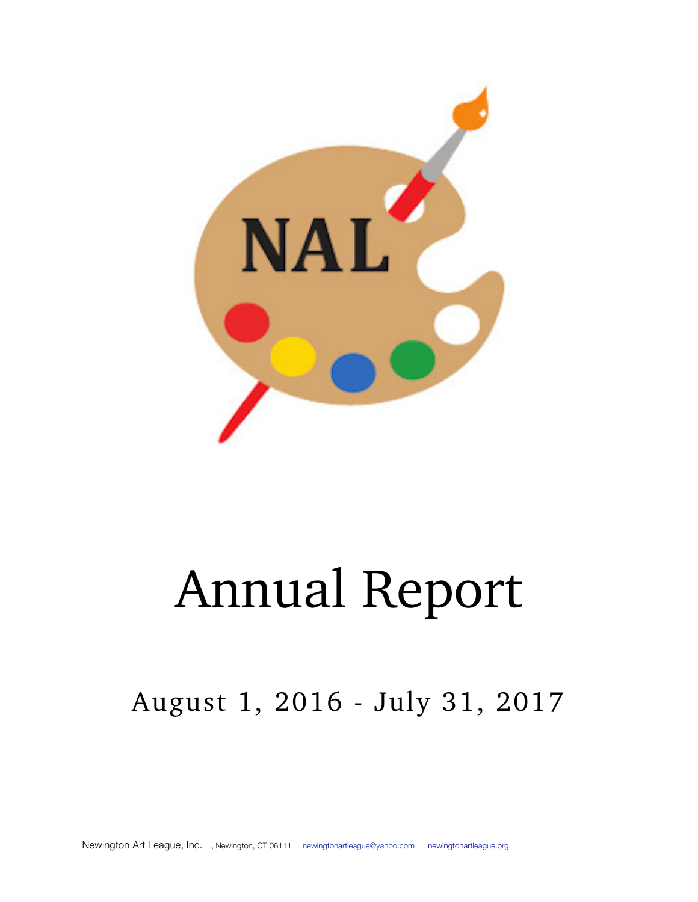NAL

# Annual Report

## August 1, 2016 - July 31, 2017

Newington Art League, Inc. , Newington, CT 06111 newingtonartleague@yahoo.com newingtonartleague.org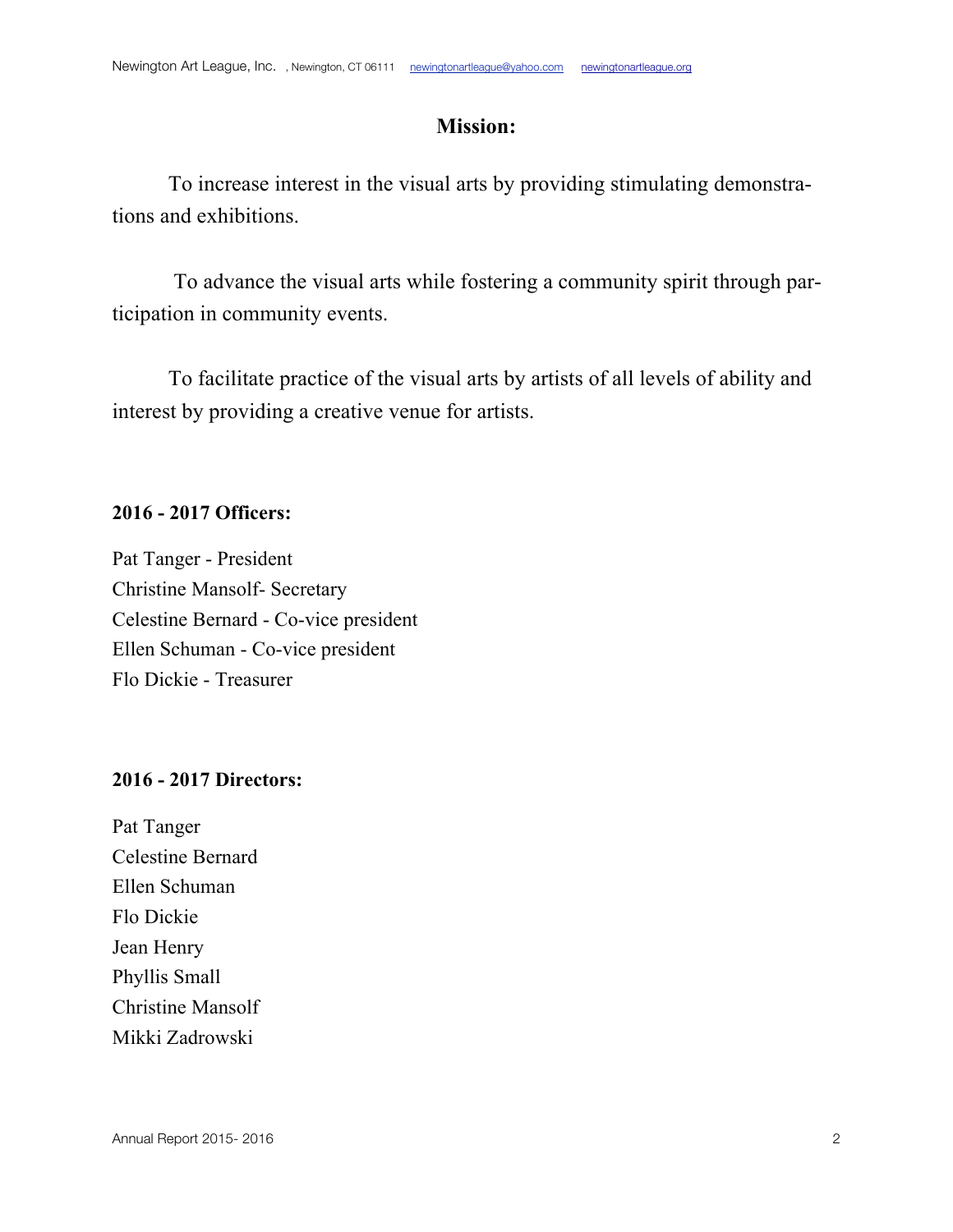## Mission:

To increase interest in the visual arts by providing stimulating demonstrations and exhibitions.

To advance the visual arts while fostering a community spirit through participation in community events.

To facilitate practice of the visual arts by artists of all levels of ability and interest by providing a creative venue for artists.

### 2016 - 2017 Officers:

Pat Tanger - President
Christine Mansolf- Secretary
Celestine Bernard - Co-vice president
Ellen Schuman - Co-vice president
Flo Dickie - Treasurer

### 2016 - 2017 Directors:

Pat Tanger
Celestine Bernard
Ellen Schuman
Flo Dickie
Jean Henry
Phyllis Small
Christine Mansolf
Mikki Zadrowski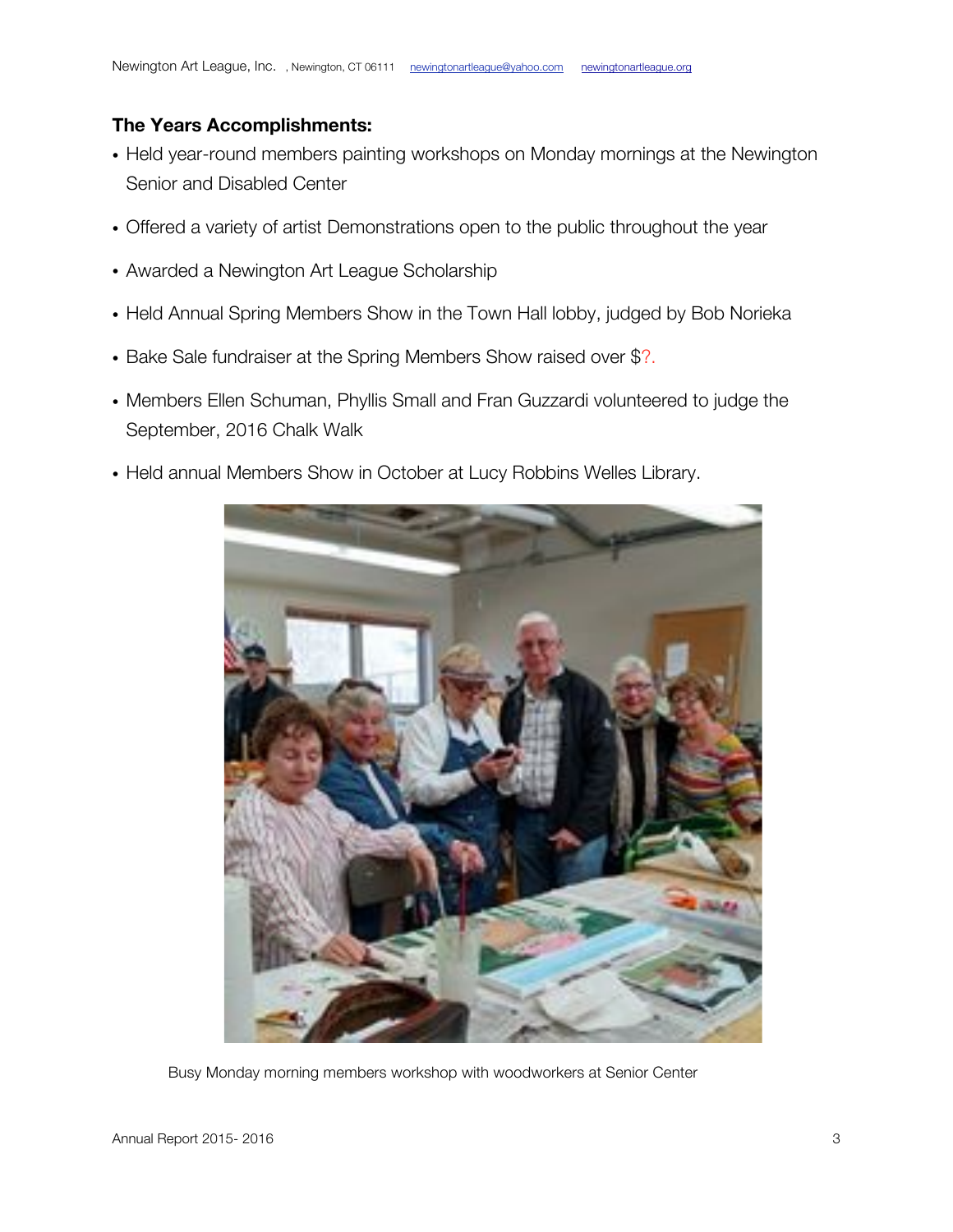**The Years Accomplishments:**

- Held year-round members painting workshops on Monday mornings at the Newington Senior and Disabled Center
- Offered a variety of artist Demonstrations open to the public throughout the year
- Awarded a Newington Art League Scholarship
- Held Annual Spring Members Show in the Town Hall lobby, judged by Bob Norieka
- Bake Sale fundraiser at the Spring Members Show raised over $?.
- Members Ellen Schuman, Phyllis Small and Fran Guzzardi volunteered to judge the September, 2016 Chalk Walk
- Held annual Members Show in October at Lucy Robbins Welles Library.

Busy Monday morning members workshop with woodworkers at Senior Center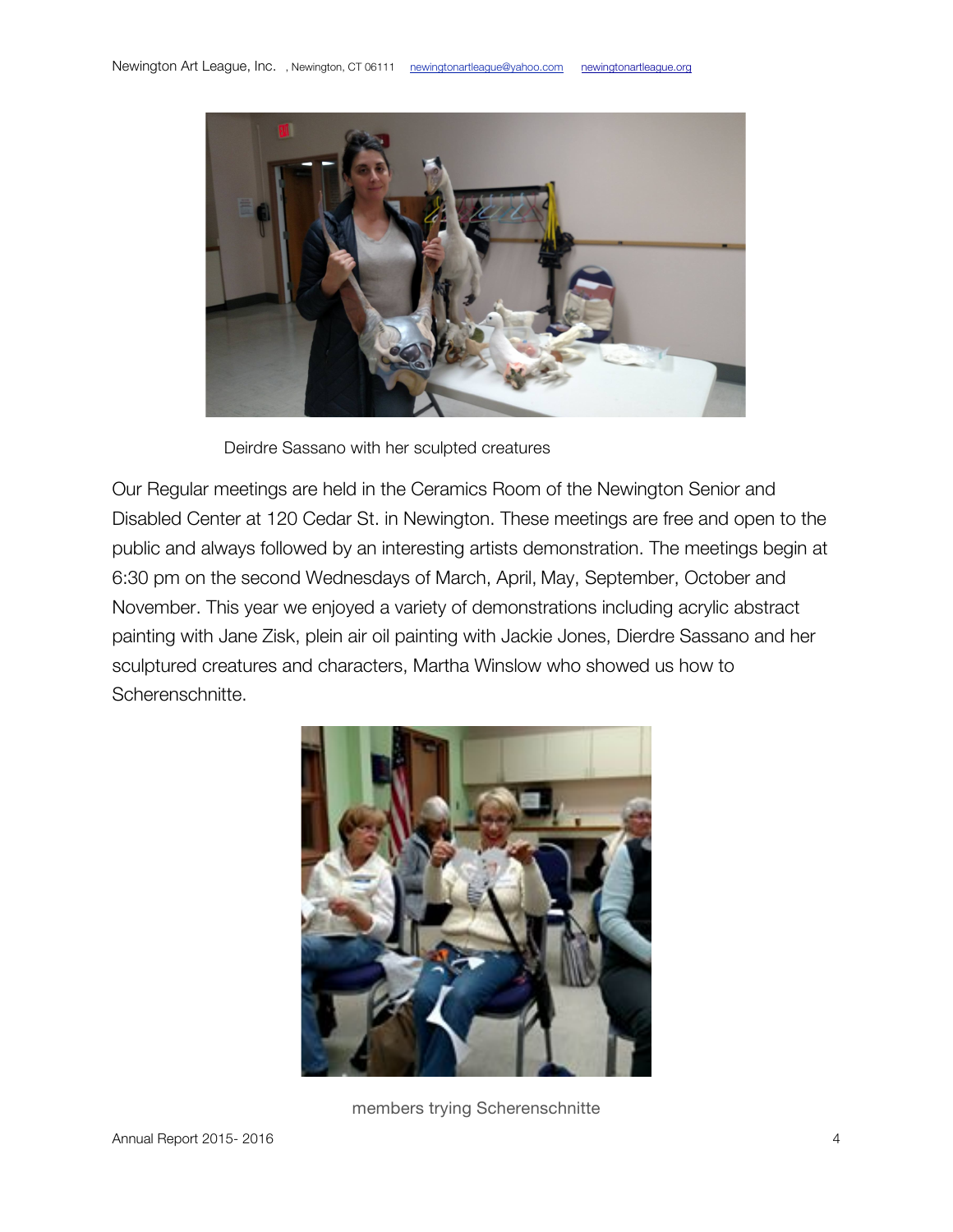Deirdre Sassano with her sculpted creatures

Our Regular meetings are held in the Ceramics Room of the Newington Senior and Disabled Center at 120 Cedar St. in Newington. These meetings are free and open to the public and always followed by an interesting artists demonstration. The meetings begin at 6:30 pm on the second Wednesdays of March, April, May, September, October and November. This year we enjoyed a variety of demonstrations including acrylic abstract painting with Jane Zisk, plein air oil painting with Jackie Jones, Dierdre Sassano and her sculptured creatures and characters, Martha Winslow who showed us how to Scherenschnitte.

members trying Scherenschnitte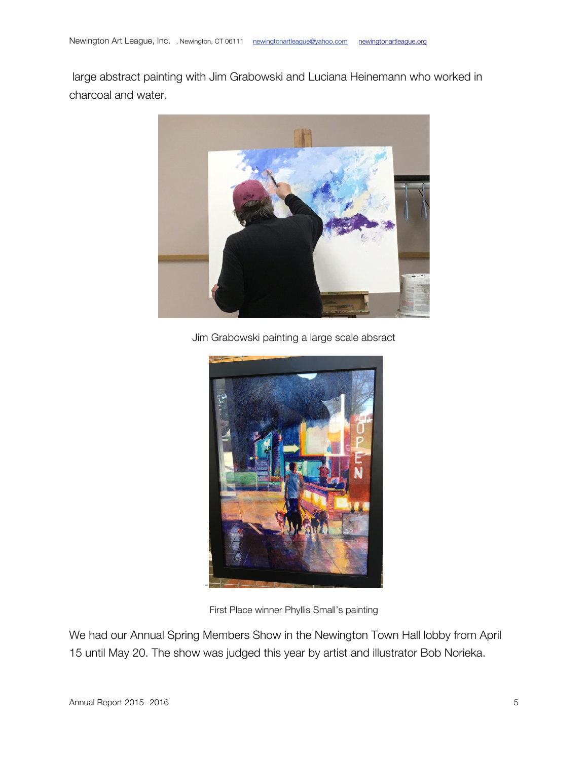large abstract painting with Jim Grabowski and Luciana Heinemann who worked in charcoal and water.

Jim Grabowski painting a large scale absract

First Place winner Phyllis Small's painting

We had our Annual Spring Members Show in the Newington Town Hall lobby from April 15 until May 20. The show was judged this year by artist and illustrator Bob Norieka.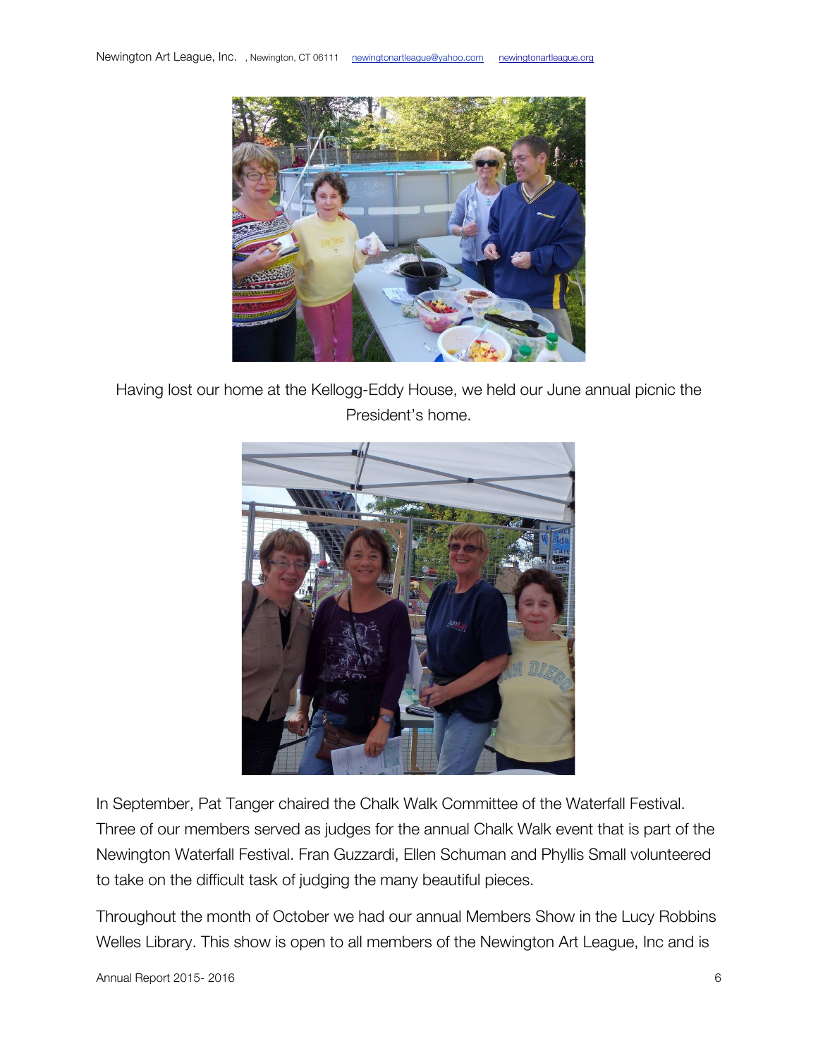Having lost our home at the Kellogg-Eddy House, we held our June annual picnic the President's home.

In September, Pat Tanger chaired the Chalk Walk Committee of the Waterfall Festival. Three of our members served as judges for the annual Chalk Walk event that is part of the Newington Waterfall Festival. Fran Guzzardi, Ellen Schuman and Phyllis Small volunteered to take on the difficult task of judging the many beautiful pieces.

Throughout the month of October we had our annual Members Show in the Lucy Robbins Welles Library. This show is open to all members of the Newington Art League, Inc and is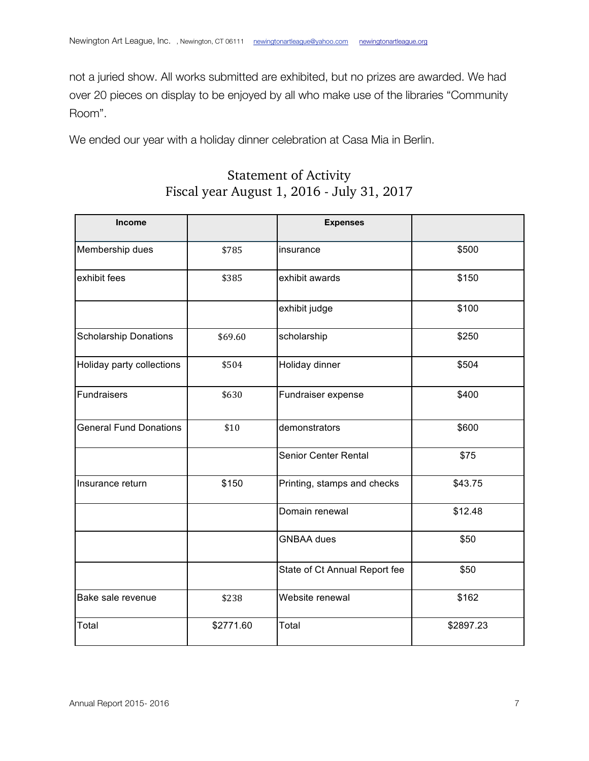not a juried show. All works submitted are exhibited, but no prizes are awarded. We had over 20 pieces on display to be enjoyed by all who make use of the libraries "Community Room".

We ended our year with a holiday dinner celebration at Casa Mia in Berlin.

## Statement of Activity
## Fiscal year August 1, 2016 - July 31, 2017

| Income | | Expenses | |
|---|---|---|---|
| Membership dues | $785 | insurance | $500 |
| exhibit fees | $385 | exhibit awards | $150 |
| | | exhibit judge | $100 |
| Scholarship Donations | $69.60 | scholarship | $250 |
| Holiday party collections | $504 | Holiday dinner | $504 |
| Fundraisers | $630 | Fundraiser expense | $400 |
| General Fund Donations | $10 | demonstrators | $600 |
| | | Senior Center Rental | $75 |
| Insurance return | $150 | Printing, stamps and checks | $43.75 |
| | | Domain renewal | $12.48 |
| | | GNBAA dues | $50 |
| | | State of Ct Annual Report fee | $50 |
| Bake sale revenue | $238 | Website renewal | $162 |
| Total | $2771.60 | Total | $2897.23 |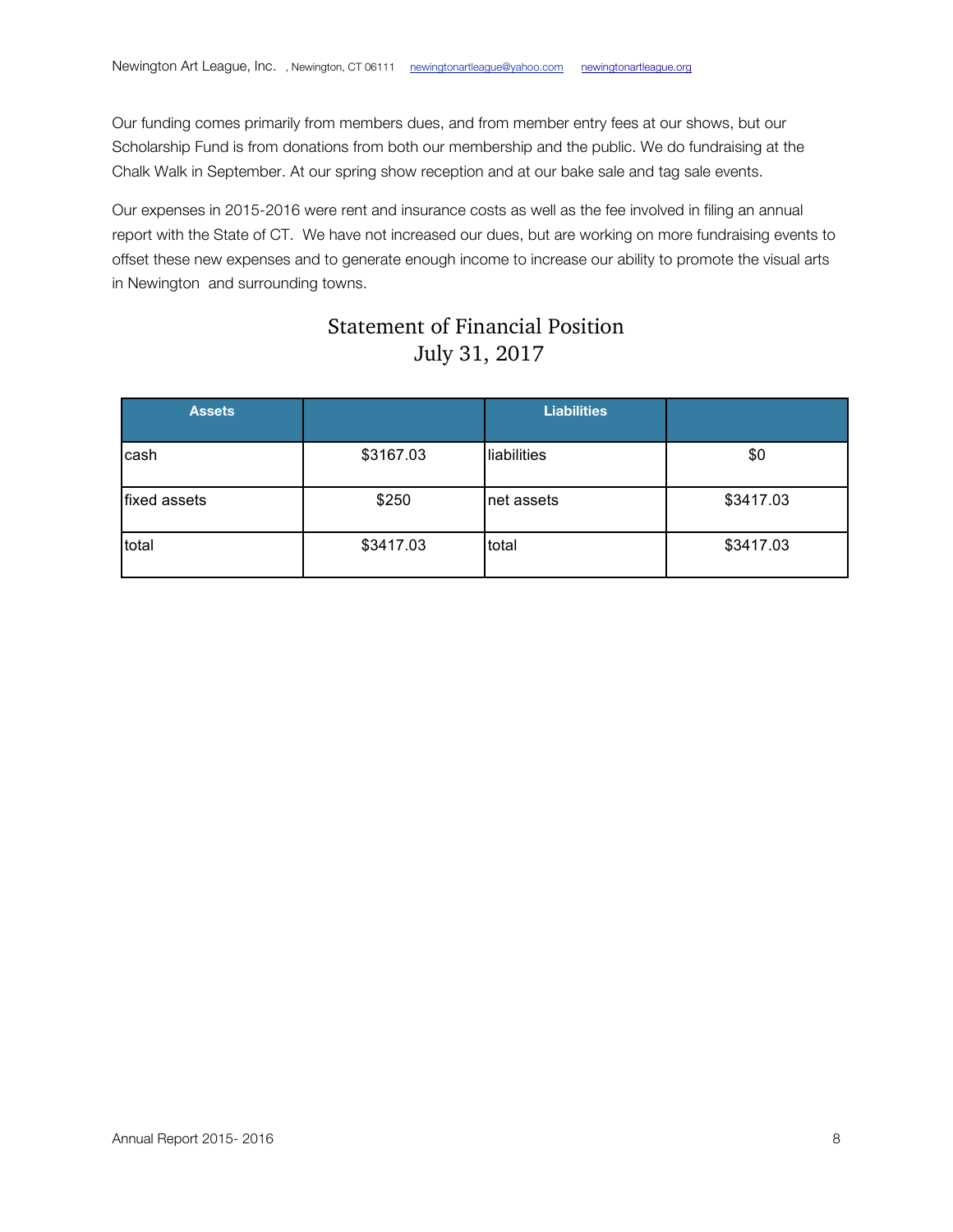Our funding comes primarily from members dues, and from member entry fees at our shows, but our Scholarship Fund is from donations from both our membership and the public. We do fundraising at the Chalk Walk in September. At our spring show reception and at our bake sale and tag sale events.

Our expenses in 2015-2016 were rent and insurance costs as well as the fee involved in filing an annual report with the State of CT. We have not increased our dues, but are working on more fundraising events to offset these new expenses and to generate enough income to increase our ability to promote the visual arts in Newington and surrounding towns.

## Statement of Financial Position
## July 31, 2017

| Assets | | Liabilities | |
|---|---|---|---|
| cash | $3167.03 | liabilities | $0 |
| fixed assets | $250 | net assets | $3417.03 |
| total | $3417.03 | total | $3417.03 |